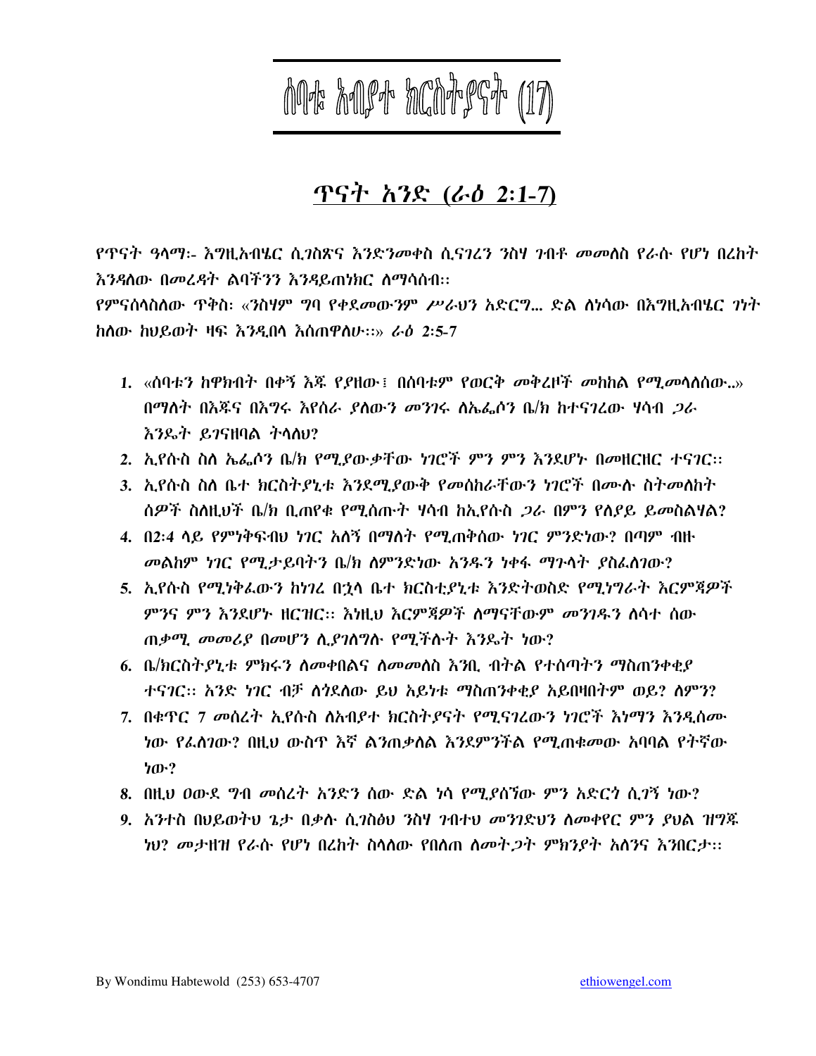# ሰባቱ አብያተ ክርስትያናት (17)

## ጥናት አንድ (ራዕ 2:1-7)

የጥናት ዓላማ:- እግዚአብሄር ሲገስጽና እንድንመቀስ ሲናገረን ንስሃ ገብቶ መመለስ የራሱ የሆነ በረከት እንዳለው በመረዳት ልባችንን እንዳይጠነክር ለማሳሰብ።

የምናሰላስለው ጥቅስ: «ንስሃም ግባ የቀደመውንም ሥራህን አድርግ... ድል ለነሳው በእግዚአብሄር ገነት ከለው ከህይወት ዛፍ እንዲበላ እሰጠዋለሁ።» ራዕ 2:5-7

1. «ሰባቱን ከዋክብት በቀኝ እጁ የያዘው፤ በሰባቱም የወርቅ መቅረዞች መከከል የሚመላለሰው..» በማለት በእጁና በእግሩ እየሰራ ያለውን መንገሩ ለኤፌሶን ቤ/ክ ከተናገረው ሃሳብ ጋራ እንዴት ይገናዘባል ትላለህ?
2. ኢየሱስ ስለ ኤፌሶን ቤ/ክ የሚያውቃቸው ነገሮች ምን ምን እንደሆኑ በመዘርዘር ተናገር።
3. ኢየሱስ ስለ ቤተ ክርስትያኒቱ እንደሚያውቅ የመሰከራቸውን ነገሮች በሙሉ ስትመለከት ሰዎች ስለዚህች ቤ/ክ ቢጠየቁ የሚሰጡት ሃሳብ ከኢየሱስ ጋራ በምን የለያይ ይመስልሃል?
4. በ2:4 ላይ የምነቅፍብህ ነገር አለኝ በማለት የሚጠቅሰው ነገር ምንድነው? በጣም ብዙ መልከም ነገር የሚታይባትን ቤ/ክ ለምንድነው አንዱን ነቀፋ ማጉላት ያስፈለገው?
5. ኢየሱስ የሚነቅፈውን ከነገረ በኋላ ቤተ ክርስቲያኒቱ እንድትወስድ የሚነግራት እርምጃዎች ምንና ምን እንደሆኑ ዘርዝር። እነዚህ እርምጃዎች ለማናቸውም መንገዱን ለሳተ ሰው ጠቃሚ መመሪያ በመሆን ሊያገለግሉ የሚችሉት እንዴት ነው?
6. ቤ/ክርስትያኒቱ ምክሩን ለመቀበልና ለመመለስ እንቢ ብትል የተሰጣትን ማስጠንቀቂያ ተናገር። አንድ ነገር ብቻ ለጎደለው ይህ አይነቱ ማስጠንቀቂያ አይበዛበትም ወይ? ለምን?
7. በቁጥር 7 መሰረት ኢየሱስ ለአብያተ ክርስትያናት የሚናገረውን ነገሮች እነማን እንዲሰሙ ነው የፈለገው? በዚህ ውስጥ እኛ ልንጠቃለል እንደምንችል የሚጠቁመው አባባል የትኛው ነው?
8. በዚህ ዐውደ ግብ መሰረት አንድን ሰው ድል ነሳ የሚያሰኘው ምን አድርጎ ሲገኝ ነው?
9. አንተስ በህይወትህ ጌታ በቃሉ ሲገስፅህ ንስሃ ገብተህ መንገድህን ለመቀየር ምን ያህል ዝግጁ ነህ? መታዘዝ የራሱ የሆነ በረከት ስላለው የበለጠ ለመትጋት ምክንያት አለንና እንበርታ።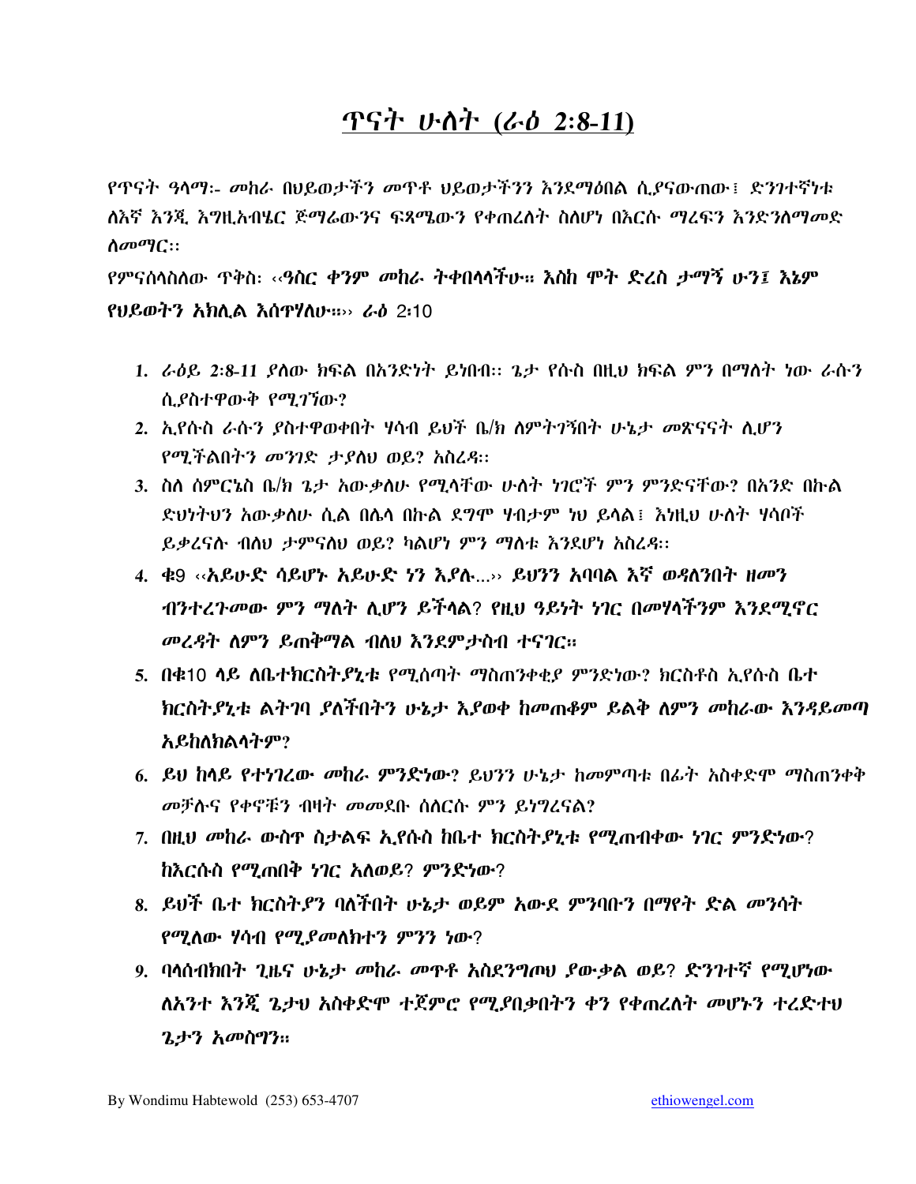# ጥናት ሁለት (ራዕ 2:8-11)

*የጥናት ዓላማ:- መከራ በህይወታችን መጥቶ ህይወታችንን እንደማዕበል ሲያናውጠው፤ ድንገተኛነቱ ለእኛ እንጂ እግዚአብሄር ጅማሬውንና ፍጻሜውን የቀጠረለት ስለሆነ በእርሱ ማረፍን እንድንለማመድ ለመማር::*

*የምናሰላስለው ጥቅስ: **‹‹ዓስር ቀንም መከራ ትቀበላላችሁ። እስከ ሞት ድረስ ታማኝ ሁን፤ እኔም የህይወትን አክሊል እሰጥሃለሁ።››** ራዕ 2፡10*

1. *ራዕይ 2:8-11 ያለው ክፍል በአንድነት ይነበብ:: ጌታ የሱስ በዚህ ክፍል ምን በማለት ነው ራሱን ሲያስተዋውቅ የሚገኘው?*
2. *ኢየሱስ ራሱን ያስተዋወቀበት ሃሳብ ይህች ቤ/ክ ለምትገኝበት ሁኔታ መጽናናት ሊሆን የሚችልበትን መንገድ ታያለህ ወይ? አስረዳ::*
3. *ስለ ሰምርኔስ ቤ/ክ ጌታ አውቃለሁ የሚላቸው ሁለት ነገሮች ምን ምንድናቸው? በአንድ በኩል ድህነትህን አውቃለሁ ሲል በሌላ በኩል ደግሞ ሃብታም ነህ ይላል፤ እነዚህ ሁለት ሃሳቦች ይቃረናሉ ብለህ ታምናለህ ወይ? ካልሆነ ምን ማለቱ እንደሆነ አስረዳ::*
4. ***ቁ9 ‹‹አይሁድ ሳይሆኑ አይሁድ ነን እያሉ…›› ይህንን አባባል እኛ ወዳለንበት ዘመን ብንተረጉመው ምን ማለት ሊሆን ይችላል? የዚህ ዓይነት ነገር በመሃላችንም እንደሚኖር መረዳት ለምን ይጠቅማል ብለህ እንደምታስብ ተናገር።***
5. ***በቁ10 ላይ ለቤተክርስትያኒቱ የሚሰጣት ማስጠንቀቂያ ምንድነው? ክርስቶስ ኢየሱስ ቤተ ክርስትያኒቱ ልትገባ ያለችበትን ሁኔታ እያወቀ ከመጠቆም ይልቅ ለምን መከራው እንዳይመጣ አይከለክልላትም?***
6. ***ይህ ከላይ የተነገረው መከራ ምንድነው? ይህንን ሁኔታ ከመምጣቱ በፊት አስቀድሞ ማስጠንቀቅ መቻሉና የቀኖቹን ብዛት መመደቡ ሰለርሱ ምን ይነግረናል?***
7. ***በዚህ መከራ ውስጥ ስታልፍ ኢየሱስ ከቤተ ክርስትያኒቱ የሚጠብቀው ነገር ምንድነው? ከእርሱስ የሚጠበቅ ነገር አለወይ? ምንድነው?***
8. ***ይህች ቤተ ክርስትያን ባለችበት ሁኔታ ወይም አውደ ምንባቡን በማየት ድል መንሳት የሚለው ሃሳብ የሚያመለክተን ምንን ነው?***
9. ***ባላሰብክበት ጊዜና ሁኔታ መከራ መጥቶ አስደንግጦህ ያውቃል ወይ? ድንገተኛ የሚሆነው ለአንተ እንጂ ጌታህ አስቀድሞ ተጀምሮ የሚያበቃበትን ቀን የቀጠረለት መሆኑን ተረድተህ ጌታን አመስግን።***

By Wondimu Habtewold (253) 653-4707 ethiowengel.com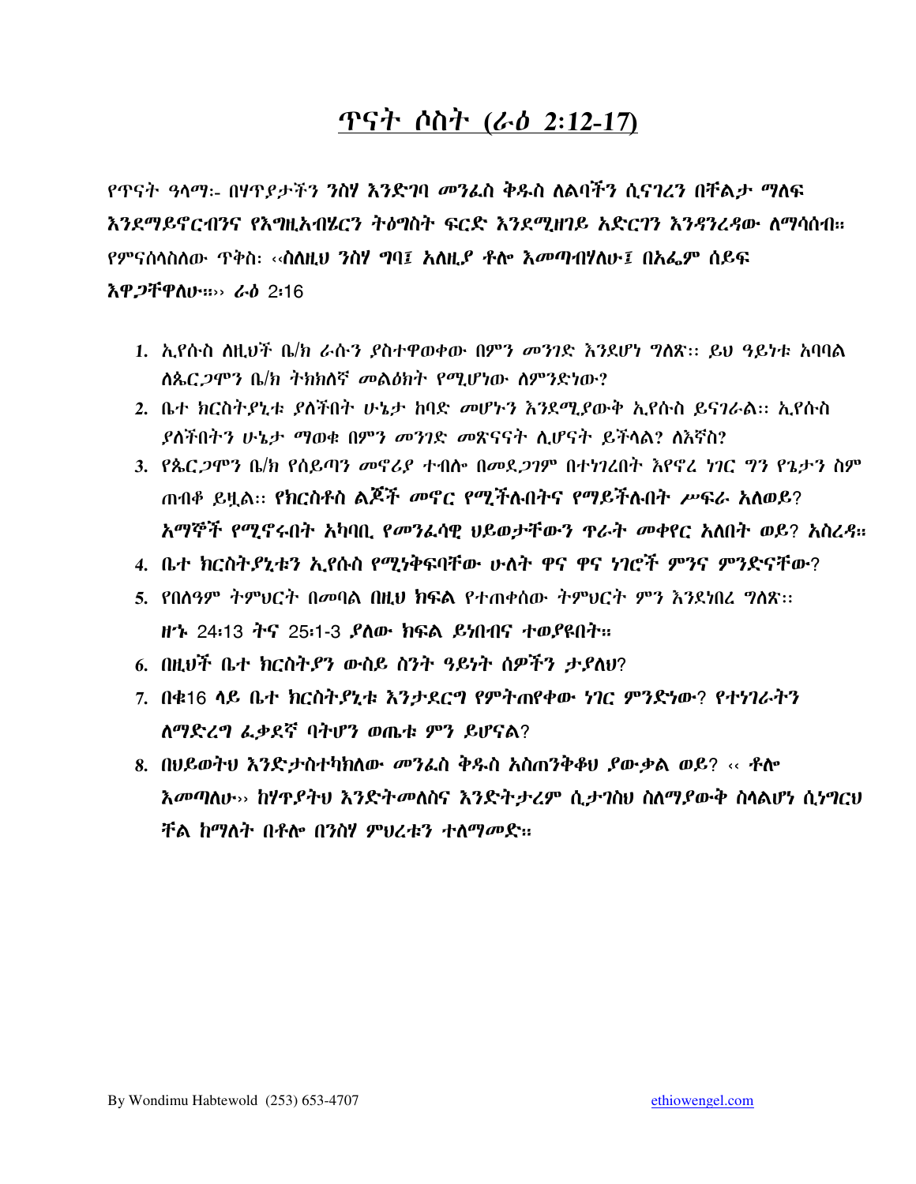# ጥናት ሶስት (ራዕ 2:12-17)

የጥናት ዓላማ:- በሃጥያታችን ንስሃ እንድገባ መንፈስ ቅዱስ ለልባችን ሲናገረን በቸልታ ማለፍ እንደማይኖርብንና የእግዚአብሄርን ትዕግስት ፍርድ እንደሚዘገይ አድርገን እንዳንረዳው ለማሳሰብ። የምናሰላስለው ጥቅስ: ‹‹ስለዚህ ንስሃ ግባ፤ አለዚያ ቶሎ እመጣብሃለሁ፤ በአፌም ሰይፍ እዋጋቸዋለሁ።›› ራዕ 2:16

1. ኢየሱስ ለዚህች ቤ/ክ ራሱን ያስተዋወቀው በምን መንገድ እንደሆነ ግለጽ። ይህ ዓይነቱ አባባል ለጴርጋሞን ቤ/ክ ትክክለኛ መልዕክት የሚሆነው ለምንድነው?
2. ቤተ ክርስትያኒቱ ያለችበት ሁኔታ ከባድ መሆኑን እንደሚያውቅ ኢየሱስ ይናገራል። ኢየሱስ ያለችበትን ሁኔታ ማወቁ በምን መንገድ መጽናናት ሊሆናት ይችላል? ለእኛስ?
3. የጴርጋሞን ቤ/ክ የሰይጣን መኖሪያ ተብሎ በመደጋገም በተነገረበት እየኖረ ነገር ግን የጌታን ስም ጠብቆ ይዟል። የክርስቶስ ልጆች መኖር የሚችሉበትና የማይችሉበት ሥፍራ አለወይ? አማኞች የሚኖሩበት አካባቢ የመንፈሳዊ ህይወታቸውን ጥራት መቀየር አለበት ወይ? አስረዳ።
4. ቤተ ክርስትያኒቱን ኢየሱስ የሚነቅፍባቸው ሁለት ዋና ዋና ነገሮች ምንና ምንድናቸው?
5. የበለዓም ትምህርት በመባል በዚህ ክፍል የተጠቀሰው ትምህርት ምን እንደነበረ ግለጽ። ዘኁ 24:13 ትና 25:1-3 ያለው ክፍል ይነበብና ተወያዩበት።
6. በዚህች ቤተ ክርስትያን ውስጥ ስንት ዓይነት ሰዎችን ታያለህ?
7. በቁ16 ላይ ቤተ ክርስትያኒቱ እንታደርግ የምትጠየቀው ነገር ምንድነው? የተነገራትን ለማድረግ ፈቃደኛ ባትሆን ወጤቱ ምን ይሆናል?
8. በህይወትህ እንድታስተካክለው መንፈስ ቅዱስ አስጠንቅቆህ ያውቃል ወይ? ‹‹ ቶሎ እመጣለሁ›› ከሃጥያትህ እንድትመለስና እንድትታረም ሲታገስህ ስለማያውቅ ስላልሆነ ሲነግርህ ቸል ከማለት በቶሎ በንስሃ ምህረቱን ተለማመድ።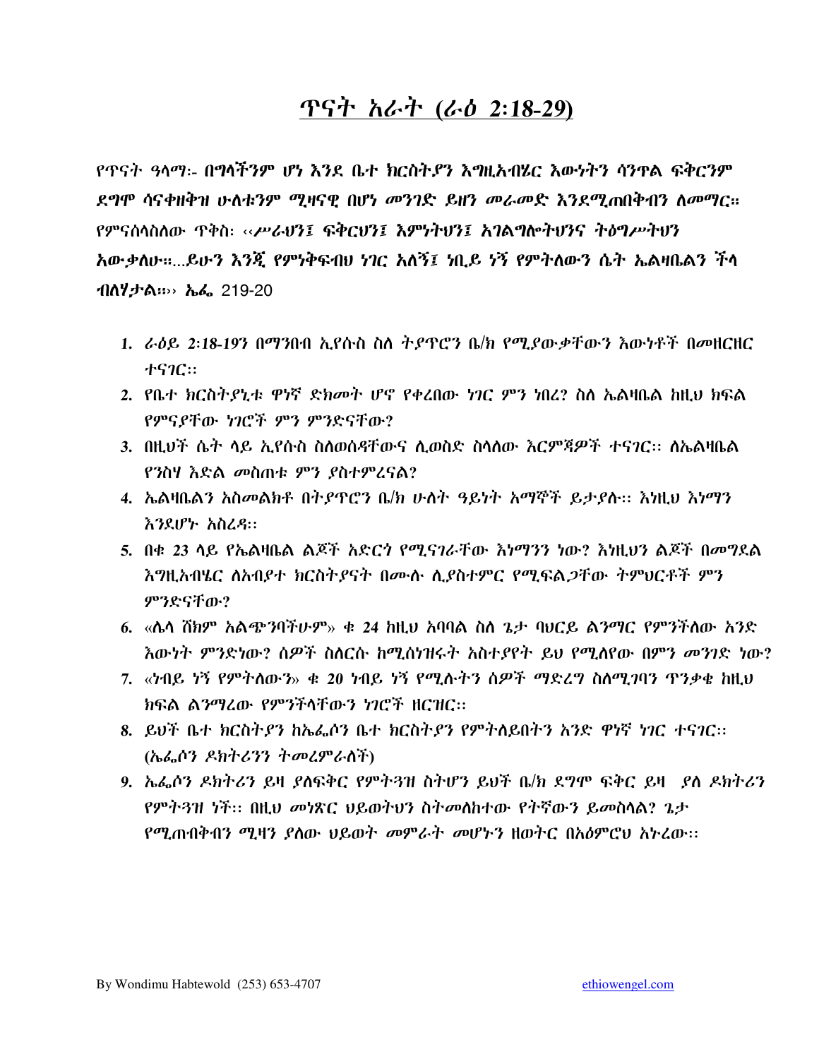# ጥናት አራት (ራዕ 2:18-29)

***የጥናት ዓላማ:- በግላችንም ሆነ እንደ ቤተ ክርስትያን እግዚአብሄር እውነትን ሳንጥል ፍቅርንም ደግሞ ሳናቀዘቅዝ ሁለቱንም ሚዛናዊ በሆነ መንገድ ይዘን መራመድ እንደሚጠበቅብን ለመማር። የምናሰላስለው ጥቅስ: ‹‹ሥራህን፤ ፍቅርህን፤ እምነትህን፤ አገልግሎትህንና ትዕግሥትህን አውቃለሁ።...ይሁን እንጂ የምነቅፍብህ ነገር አለኝ፤ ነቢይ ነኝ የምትለውን ሴት ኤልዛቤልን ችላ ብለሃታል።›› ኤፌ*** 219-20

1. *ራዕይ 2:18-19ን በማንበብ ኢየሱስ ስለ ትያጥሮን ቤ/ክ የሚያውቃቸውን እውነቶች በመዘርዘር ተናገር::*
2. *የቤተ ክርስትያኒቱ ዋነኛ ድክመት ሆኖ የቀረበው ነገር ምን ነበረ? ስለ ኤልዛቤል ከዚህ ክፍል የምናያቸው ነገሮች ምን ምንድናቸው?*
3. *በዚህች ሴት ላይ ኢየሱስ ስለወሰዳቸውና ሊወስድ ስላለው እርምጃዎች ተናገር:: ለኤልዛቤል የንስሃ እድል መስጠቱ ምን ያስተምረናል?*
4. *ኤልዛቤልን አስመልክቶ በትያጥሮን ቤ/ክ ሁለት ዓይነት አማኞች ይታያሉ:: እነዚህ እነማን እንደሆኑ አስረዳ::*
5. *በቁ 23 ላይ የኤልዛቤል ልጆች አድርጎ የሚናገራቸው እነማንን ነው? እነዚህን ልጆች በመግደል እግዚአብሄር ለአብያተ ክርስትያናት በሙሉ ሊያስተምር የሚፍልጋቸው ትምህርቶች ምን ምንድናቸው?*
6. *«ሌላ ሸክም አልጭንባችሁም» ቁ 24 ከዚህ አባባል ስለ ጌታ ባህርይ ልንማር የምንችለው አንድ እውነት ምንድነው? ሰዎች ስለርሱ ከሚሰነዝሩት አስተያየት ይህ የሚለየው በምን መንገድ ነው?*
7. *«ነብይ ነኝ የምትለውን» ቁ 20 ነብይ ነኝ የሚሉትን ሰዎች ማድረግ ስለሚገባን ጥንቃቄ ከዚህ ክፍል ልንማረው የምንችላቸውን ነገሮች ዘርዝር::*
8. *ይህች ቤተ ክርስትያን ከኤፌሶን ቤተ ክርስትያን የምትለይበትን አንድ ዋነኛ ነገር ተናገር::* (*ኤፌሶን ዶክትሪንን ትመረምራለች*)
9. *ኤፌሶን ዶክትሪን ይዛ ያለፍቅር የምትጓዝ ስትሆን ይህች ቤ/ክ ደግሞ ፍቅር ይዛ ያለ ዶክትሪን የምትጓዝ ነች:: በዚህ መነጽር ህይወትህን ስትመለከተው የትኛውን ይመስላል? ጌታ የሚጠብቅብን ሚዛን ያለው ህይወት መምራት መሆኑን ዘወትር በአዕምሮህ አኑረው::*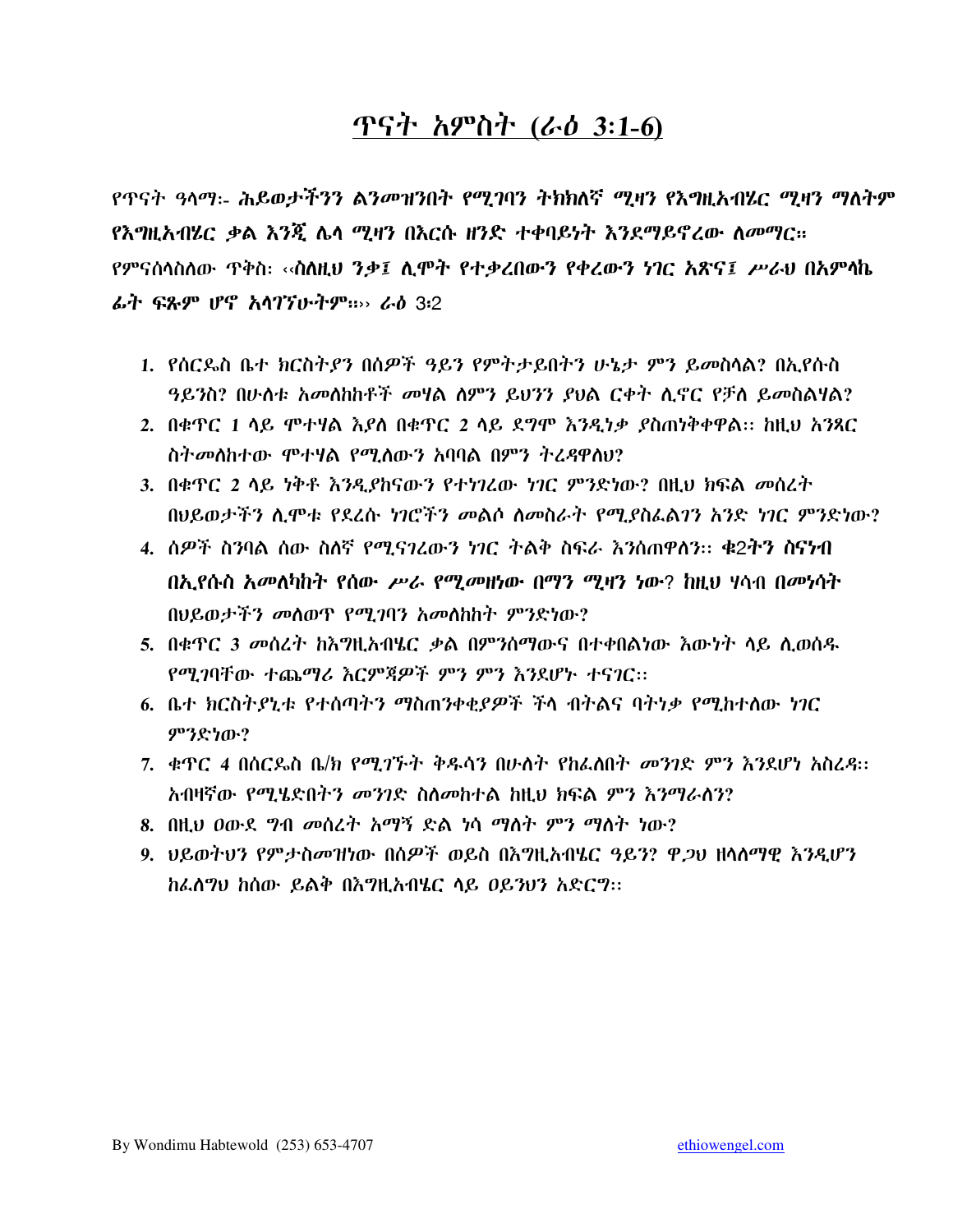# ጥናት አምስት (ራዕ 3:1-6)

***የጥናት ዓላማ፦ ሕይወታችንን ልንመዝንበት የሚገባን ትክክለኛ ሚዛን የእግዚአብሄር ሚዛን ማለትም የእግዚአብሄር ቃል እንጂ ሌላ ሚዛን በእርሱ ዘንድ ተቀባይነት እንደማይኖረው ለመማር።***

***የምናሰላስለው ጥቅስ፡ ‹‹ስለዚህ ንቃ፤ ሊሞት የተቃረበውን የቀረውን ነገር አጽና፤ ሥራህ በአምላኬ ፊት ፍጹም ሆኖ አላገኘሁትም።›› ራዕ*** 3፡2

1. *የሰርዴስ ቤተ ክርስትያን በሰዎች ዓይን የምትታይበትን ሁኔታ ምን ይመስላል? በኢየሱስ ዓይንስ? በሁለቱ አመለከከቶች መሃል ለምን ይህንን ያህል ርቀት ሊኖር የቻለ ይመስልሃል?*
2. *በቁጥር 1 ላይ ሞተሃል እያለ በቁጥር 2 ላይ ደግሞ እንዲነቃ ያስጠነቅቀዋል፡፡ ከዚህ አንጻር ስትመለከተው ሞተሃል የሚለውን አባባል በምን ትረዳዋለህ?*
3. *በቁጥር 2 ላይ ነቅቶ እንዲያከናውን የተነገረው ነገር ምንድነው? በዚህ ክፍል መሰረት በህይወታችን ሊሞቱ የደረሱ ነገሮችን መልሶ ለመስራት የሚያስፈልገን አንድ ነገር ምንድነው?*
4. *ሰዎች ስንባል ሰው ስለኛ የሚናገረውን ነገር ትልቅ ስፍራ እንሰጠዋለን፡፡* ***ቁ2ትን ስናነብ በኢየሱስ አመለካከት የሰው ሥራ የሚመዘነው በማን ሚዛን ነው?*** *ከዚህ ሃሳብ በመነሳት በህይወታችን መለወጥ የሚገባን አመለከከት ምንድነው?*
5. *በቁጥር 3 መሰረት ከእግዚአብሄር ቃል በምንሰማውና በተቀበልነው እውነት ላይ ሊወሰዱ የሚገባቸው ተጨማሪ እርምጃዎች ምን ምን እንደሆኑ ተናገር፡፡*
6. *ቤተ ክርስትያኒቱ የተሰጣትን ማስጠንቀቂያዎች ችላ ብትልና ባትነቃ የሚከተለው ነገር ምንድነው?*
7. *ቁጥር 4 በሰርዴስ ቤ/ክ የሚገኙት ቅዱሳን በሁለት የከፈለበት መንገድ ምን እንደሆነ አስረዳ፡፡ አብዛኛው የሚሄድበትን መንገድ ስለመከተል ከዚህ ክፍል ምን እንማራለን?*
8. *በዚህ ዐውደ ግብ መሰረት አማኝ ድል ነሳ ማለት ምን ማለት ነው?*
9. *ህይወትህን የምታስመዝነው በሰዎች ወይስ በእግዚአብሄር ዓይን? ዋጋህ ዘላለማዊ እንዲሆን ከፈለግህ ከሰው ይልቅ በእግዚአብሄር ላይ ዐይንህን አድርግ፡፡*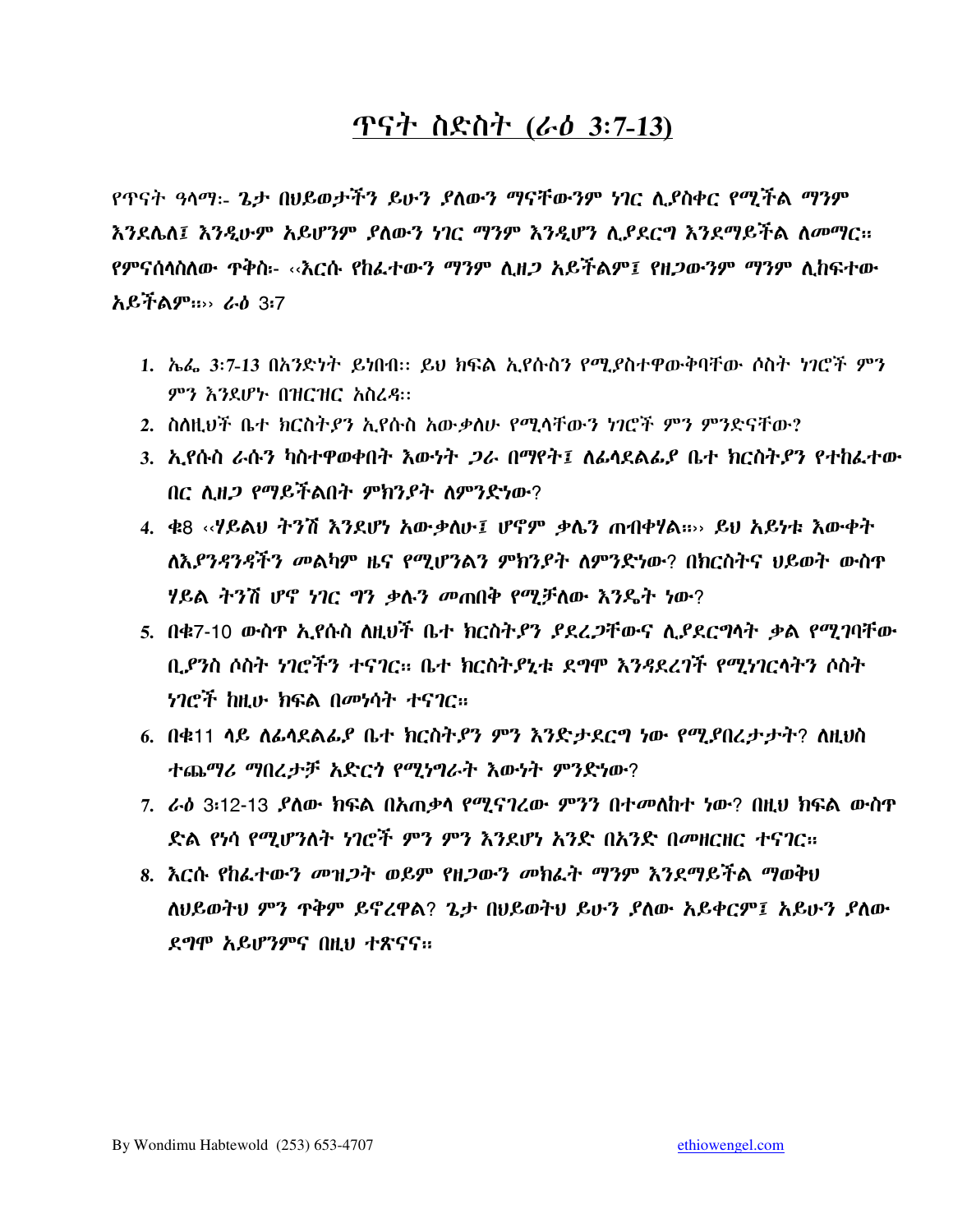# ጥናት ስድስት (ራዕ 3:7-13)

*የጥናት ዓላማ:- ጌታ በህይወታችን ይሁን ያለውን ማናቸውንም ነገር ሊያስቀር የሚችል ማንም እንደሌለ፤ እንዲሁም አይሆንም ያለውን ነገር ማንም እንዲሆን ሊያደርግ እንደማይችል ለመማር። የምናሰላስለው ጥቅስ:- ‹‹እርሱ የከፈተውን ማንም ሊዘጋ አይችልም፤ የዘጋውንም ማንም ሊከፍተው አይችልም።›› ራዕ* 3:7

1. *ኤፌ 3:7-13* በአንድነት ይነበብ:: ይህ ክፍል ኢየሱስን የሚያስተዋውቅባቸው ሶስት ነገሮች ምን ምን እንደሆኑ በዝርዝር አስረዳ::
2. ስለዚህች ቤተ ክርስትያን ኢየሱስ አውቃለሁ የሚላቸውን ነገሮች ምን ምንድናቸው?
3. ኢየሱስ ራሱን ካስተዋወቀበት እውነት ጋራ በማየት፤ ለፊላደልፊያ ቤተ ክርስትያን የተከፈተው በር ሊዘጋ የማይችልበት ምክንያት ለምንድነው?
4. ቁ8 ‹‹ሃይልህ ትንሽ እንደሆነ አውቃለሁ፤ ሆኖም ቃሌን ጠብቀሃል።›› ይህ አይነቱ እውቀት ለእያንዳንዳችን መልካም ዜና የሚሆንልን ምክንያት ለምንድነው? በክርስትና ህይወት ውስጥ ሃይል ትንሽ ሆኖ ነገር ግን ቃሉን መጠበቅ የሚቻለው እንዴት ነው?
5. በቁ7-10 ውስጥ ኢየሱስ ለዚህች ቤተ ክርስትያን ያደረጋቸውና ሊያደርግላት ቃል የሚገባቸው ቢያንስ ሶስት ነገሮችን ተናገር። ቤተ ክርስትያኒቱ ደግሞ እንዳደረገች የሚነገርላትን ሶስት ነገሮች ከዚሁ ክፍል በመነሳት ተናገር።
6. በቁ11 ላይ ለፊላደልፊያ ቤተ ክርስትያን ምን እንድታደርግ ነው የሚያበረታታት? ለዚህስ ተጨማሪ ማበረታቻ አድርጎ የሚነግራት እውነት ምንድነው?
7. ራዕ 3:12-13 ያለው ክፍል በአጠቃላ የሚናገረው ምንን በተመለከተ ነው? በዚህ ክፍል ውስጥ ድል የነሳ የሚሆንለት ነገሮች ምን ምን እንደሆኑ አንድ በአንድ በመዘርዘር ተናገር።
8. እርሱ የከፈተውን መዝጋት ወይም የዘጋውን መክፈት ማንም እንደማይችል ማወቅህ ለህይወትህ ምን ጥቅም ይኖረዋል? ጌታ በህይወትህ ይሁን ያለው አይቀርም፤ አይሁን ያለው ደግሞ አይሆንምና በዚህ ተጽናና።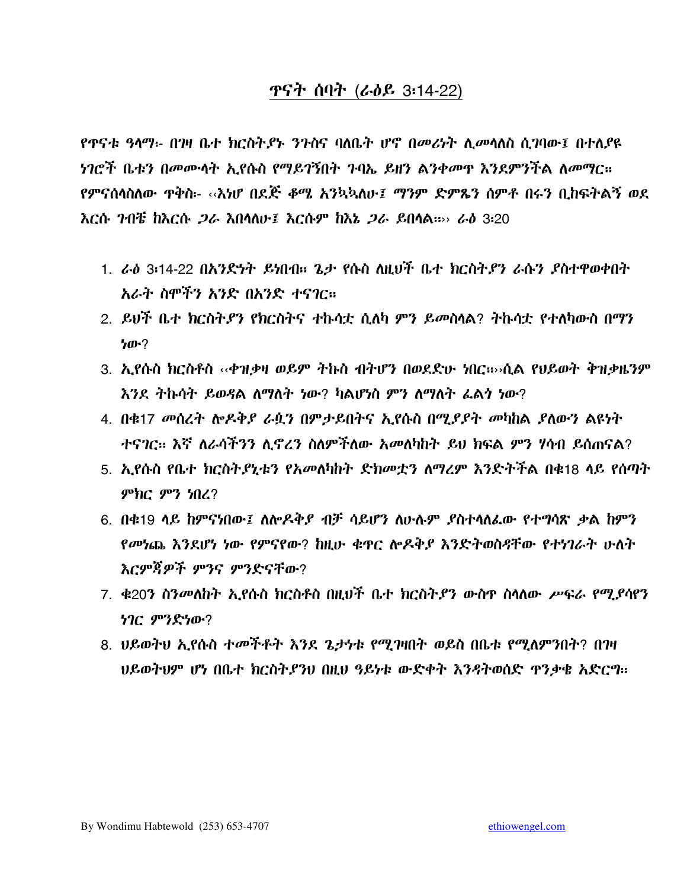## ጥናት ሰባት (ራዕይ 3፡14-22)

*የጥናቱ ዓላማ፡- በገዛ ቤተ ክርስትያኑ ንጉስና ባለቤት ሆኖ በመሪነት ሊመላለስ ሲገባው፤ በተለያዩ ነገሮች ቤቱን በመሙላት ኢየሱስ የማይገኝበት ጉባኤ ይዘን ልንቀመጥ እንደምንችል ለመማር። የምናሰላስለው ጥቅስ፡- ‹‹እነሆ በደጅ ቆሜ አንኳኳለሁ፤ ማንም ድምጼን ሰምቶ በሩን ቢከፍትልኝ ወደ እርሱ ገብቼ ከእርሱ ጋራ እበላለሁ፤ እርሱም ከእኔ ጋራ ይበላል።›› ራዕ* 3፡20

1. *ራዕ* 3፡14-22 *በአንድነት ይነበብ። ጌታ የሱስ ለዚህች ቤተ ክርስትያን ራሱን ያስተዋወቀበት አራት ስሞችን አንድ በአንድ ተናገር።*
2. *ይህች ቤተ ክርስትያን የክርስትና ተኩሳቷ ሲለካ ምን ይመስላል*? *ትኩሳቷ የተለካውስ በማን ነው*?
3. *ኢየሱስ ክርስቶስ ‹‹ቀዝቃዛ ወይም ትኩስ ብትሆን በወደድሁ ነበር።››ሲል የህይወት ቅዝቃዜንም እንደ ትኩሳት ይወዳል ለማለት ነው*? *ካልሆነስ ምን ለማለት ፈልጎ ነው*?
4. *በቁ*17 *መሰረት ሎዶቅያ ራሷን በምታይበትና ኢየሱስ በሚያየት መካከል ያለውን ልዩነት ተናገር። እኛ ለራሳችንን ሊኖረን ስለምችለው አመለካከት ይህ ክፍል ምን ሃሳብ ይሰጠናል*?
5. *ኢየሱስ የቤተ ክርስትያኒቱን የአመለካከት ድክመቷን ለማረም እንድትችል በቁ*18 *ላይ የሰጣት ምክር ምን ነበረ*?
6. *በቁ*19 *ላይ ከምናነበው፤ ለሎዶቅያ ብቻ ሳይሆን ለሁሉም ያስተላለፈው የተግሳጽ ቃል ከምን የመነጨ እንደሆነ ነው የምናየው*? *ከዚሁ ቁጥር ሎዶቅያ እንድትወስዳቸው የተነገራት ሁለት እርምጃዎች ምንና ምንድናቸው*?
7. *ቁ*20*ን ስንመለከት ኢየሱስ ክርስቶስ በዚህች ቤተ ክርስትያን ውስጥ ስላለው ሥፍራ የሚያሳየን ነገር ምንድነው*?
8. *ህይወትህ ኢየሱስ ተመችቶት እንደ ጌታነቱ የሚገዛበት ወይስ በቤቱ የሚለምንበት*? *በገዛ ህይወትህም ሆነ በቤተ ክርስትያንህ በዚህ ዓይነቱ ውድቀት እንዳትወሰድ ጥንቃቄ አድርግ።*